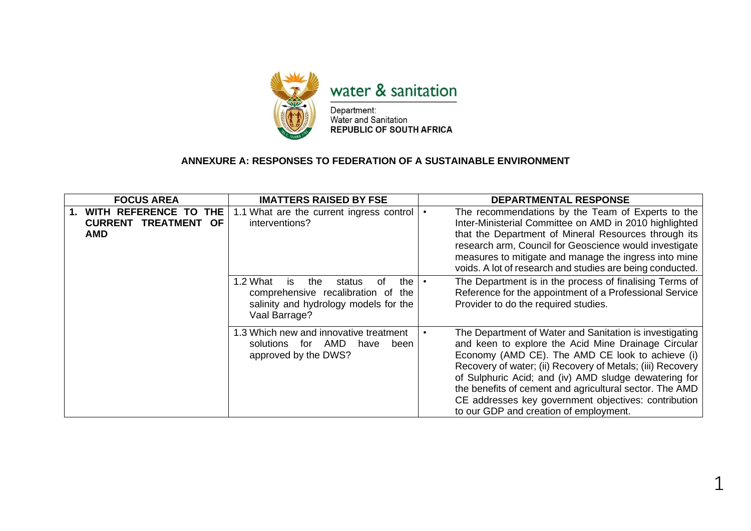water & sanitation

Department:
Water and Sanitation
**REPUBLIC OF SOUTH AFRICA**

**ANNEXURE A: RESPONSES TO FEDERATION OF A SUSTAINABLE ENVIRONMENT**

| FOCUS AREA | IMATTERS RAISED BY FSE | DEPARTMENTAL RESPONSE |
|---|---|---|
| **1. WITH REFERENCE TO THE CURRENT TREATMENT OF AMD** | 1.1 What are the current ingress control interventions? | • The recommendations by the Team of Experts to the Inter-Ministerial Committee on AMD in 2010 highlighted that the Department of Mineral Resources through its research arm, Council for Geoscience would investigate measures to mitigate and manage the ingress into mine voids. A lot of research and studies are being conducted. |
| | 1.2 What is the status of the comprehensive recalibration of the salinity and hydrology models for the Vaal Barrage? | • The Department is in the process of finalising Terms of Reference for the appointment of a Professional Service Provider to do the required studies. |
| | 1.3 Which new and innovative treatment solutions for AMD have been approved by the DWS? | • The Department of Water and Sanitation is investigating and keen to explore the Acid Mine Drainage Circular Economy (AMD CE). The AMD CE look to achieve (i) Recovery of water; (ii) Recovery of Metals; (iii) Recovery of Sulphuric Acid; and (iv) AMD sludge dewatering for the benefits of cement and agricultural sector. The AMD CE addresses key government objectives: contribution to our GDP and creation of employment. |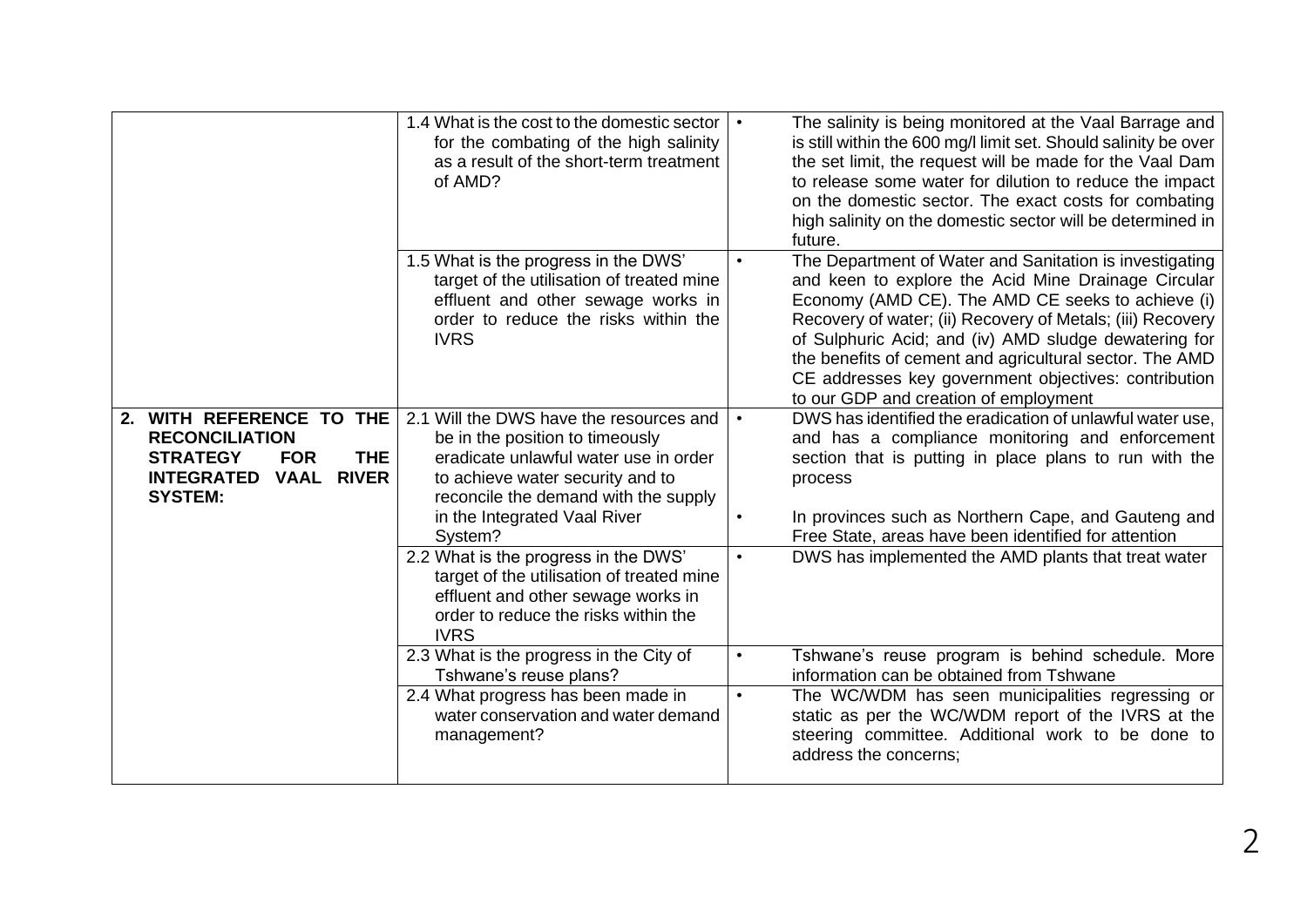| | | |
|---|---|---|
| | 1.4 What is the cost to the domestic sector for the combating of the high salinity as a result of the short-term treatment of AMD? | • The salinity is being monitored at the Vaal Barrage and is still within the 600 mg/l limit set. Should salinity be over the set limit, the request will be made for the Vaal Dam to release some water for dilution to reduce the impact on the domestic sector. The exact costs for combating high salinity on the domestic sector will be determined in future. |
| | 1.5 What is the progress in the DWS' target of the utilisation of treated mine effluent and other sewage works in order to reduce the risks within the IVRS | • The Department of Water and Sanitation is investigating and keen to explore the Acid Mine Drainage Circular Economy (AMD CE). The AMD CE seeks to achieve (i) Recovery of water; (ii) Recovery of Metals; (iii) Recovery of Sulphuric Acid; and (iv) AMD sludge dewatering for the benefits of cement and agricultural sector. The AMD CE addresses key government objectives: contribution to our GDP and creation of employment |
| **2. WITH REFERENCE TO THE RECONCILIATION STRATEGY FOR THE INTEGRATED VAAL RIVER SYSTEM:** | 2.1 Will the DWS have the resources and be in the position to timeously eradicate unlawful water use in order to achieve water security and to reconcile the demand with the supply in the Integrated Vaal River System? | • DWS has identified the eradication of unlawful water use, and has a compliance monitoring and enforcement section that is putting in place plans to run with the process<br><br>• In provinces such as Northern Cape, and Gauteng and Free State, areas have been identified for attention |
| | 2.2 What is the progress in the DWS' target of the utilisation of treated mine effluent and other sewage works in order to reduce the risks within the IVRS | • DWS has implemented the AMD plants that treat water |
| | 2.3 What is the progress in the City of Tshwane's reuse plans? | • Tshwane's reuse program is behind schedule. More information can be obtained from Tshwane |
| | 2.4 What progress has been made in water conservation and water demand management? | • The WC/WDM has seen municipalities regressing or static as per the WC/WDM report of the IVRS at the steering committee. Additional work to be done to address the concerns; |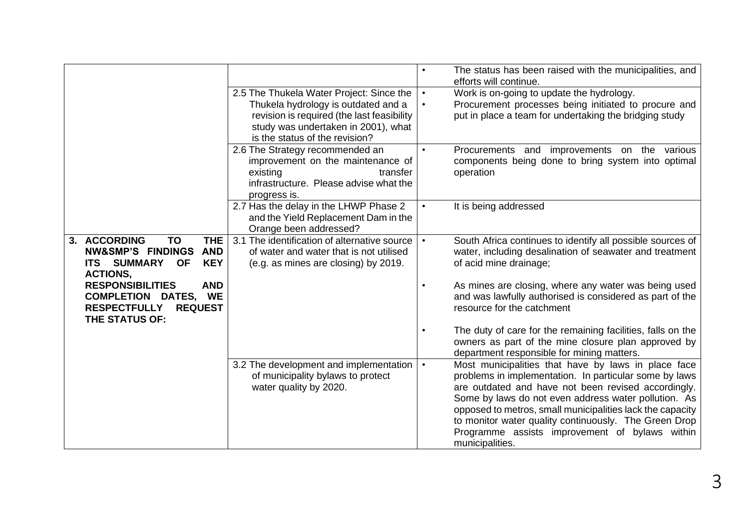| | | |
|---|---|---|
| | | • The status has been raised with the municipalities, and efforts will continue. |
| | 2.5 The Thukela Water Project: Since the Thukela hydrology is outdated and a revision is required (the last feasibility study was undertaken in 2001), what is the status of the revision? | • Work is on-going to update the hydrology.<br>• Procurement processes being initiated to procure and put in place a team for undertaking the bridging study |
| | 2.6 The Strategy recommended an improvement on the maintenance of existing transfer infrastructure. Please advise what the progress is. | • Procurements and improvements on the various components being done to bring system into optimal operation |
| | 2.7 Has the delay in the LHWP Phase 2 and the Yield Replacement Dam in the Orange been addressed? | • It is being addressed |
| **3. ACCORDING TO THE NW&SMP'S FINDINGS AND ITS SUMMARY OF KEY ACTIONS, RESPONSIBILITIES AND COMPLETION DATES, WE RESPECTFULLY REQUEST THE STATUS OF:** | 3.1 The identification of alternative source of water and water that is not utilised (e.g. as mines are closing) by 2019. | • South Africa continues to identify all possible sources of water, including desalination of seawater and treatment of acid mine drainage;<br>• As mines are closing, where any water was being used and was lawfully authorised is considered as part of the resource for the catchment<br>• The duty of care for the remaining facilities, falls on the owners as part of the mine closure plan approved by department responsible for mining matters. |
| | 3.2 The development and implementation of municipality bylaws to protect water quality by 2020. | • Most municipalities that have by laws in place face problems in implementation. In particular some by laws are outdated and have not been revised accordingly. Some by laws do not even address water pollution. As opposed to metros, small municipalities lack the capacity to monitor water quality continuously. The Green Drop Programme assists improvement of bylaws within municipalities. |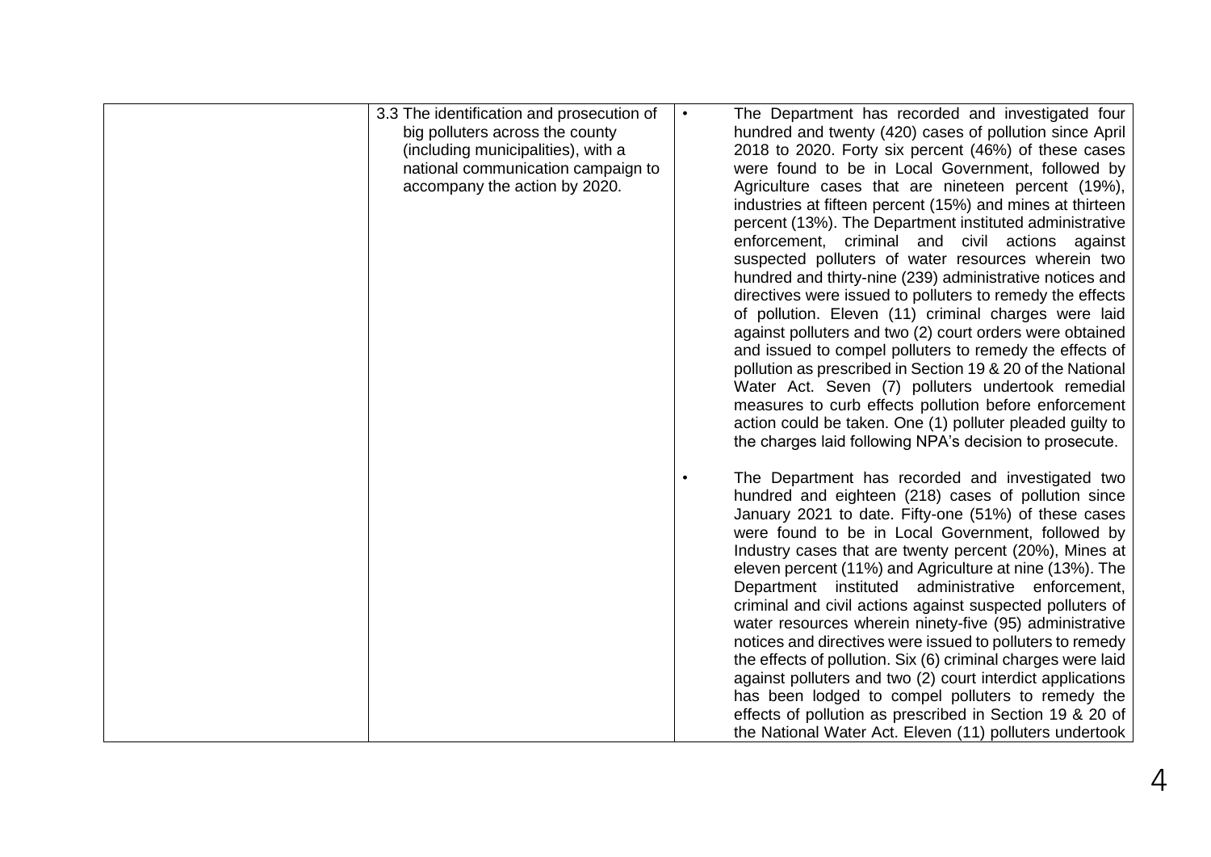|  |  |  |
|---|---|---|
|  | 3.3 The identification and prosecution of big polluters across the county (including municipalities), with a national communication campaign to accompany the action by 2020. | • The Department has recorded and investigated four hundred and twenty (420) cases of pollution since April 2018 to 2020. Forty six percent (46%) of these cases were found to be in Local Government, followed by Agriculture cases that are nineteen percent (19%), industries at fifteen percent (15%) and mines at thirteen percent (13%). The Department instituted administrative enforcement, criminal and civil actions against suspected polluters of water resources wherein two hundred and thirty-nine (239) administrative notices and directives were issued to polluters to remedy the effects of pollution. Eleven (11) criminal charges were laid against polluters and two (2) court orders were obtained and issued to compel polluters to remedy the effects of pollution as prescribed in Section 19 & 20 of the National Water Act. Seven (7) polluters undertook remedial measures to curb effects pollution before enforcement action could be taken. One (1) polluter pleaded guilty to the charges laid following NPA's decision to prosecute.<br><br>• The Department has recorded and investigated two hundred and eighteen (218) cases of pollution since January 2021 to date. Fifty-one (51%) of these cases were found to be in Local Government, followed by Industry cases that are twenty percent (20%), Mines at eleven percent (11%) and Agriculture at nine (13%). The Department instituted administrative enforcement, criminal and civil actions against suspected polluters of water resources wherein ninety-five (95) administrative notices and directives were issued to polluters to remedy the effects of pollution. Six (6) criminal charges were laid against polluters and two (2) court interdict applications has been lodged to compel polluters to remedy the effects of pollution as prescribed in Section 19 & 20 of the National Water Act. Eleven (11) polluters undertook |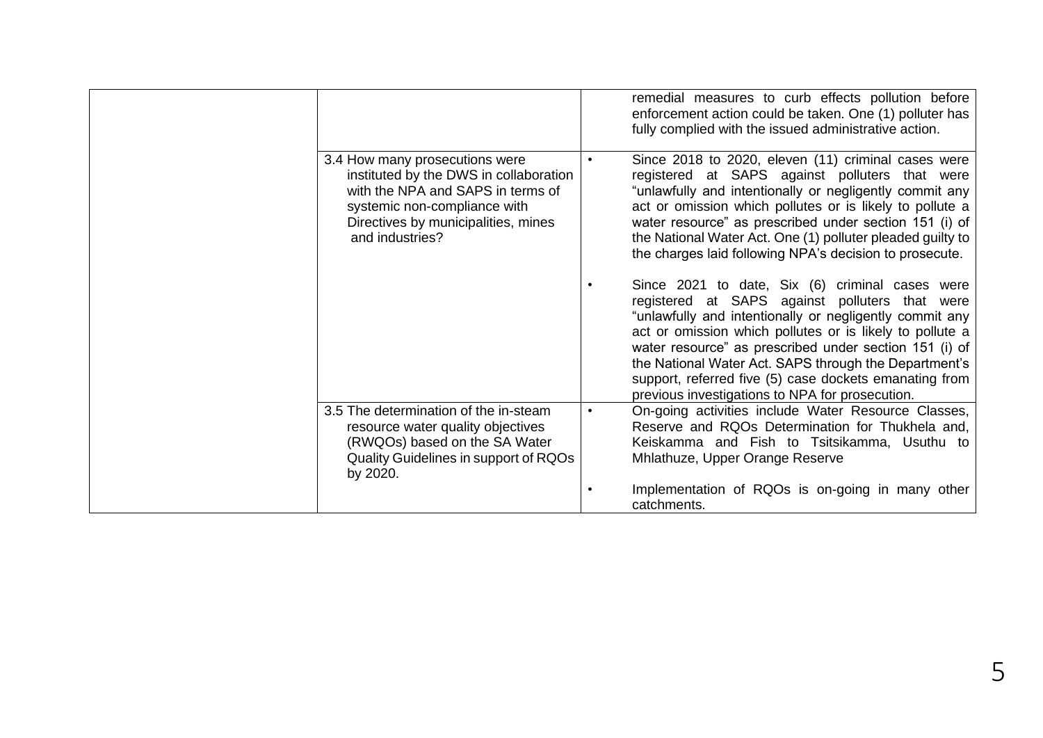| | | |
|---|---|---|
| | | remedial measures to curb effects pollution before enforcement action could be taken. One (1) polluter has fully complied with the issued administrative action. |
| | 3.4 How many prosecutions were instituted by the DWS in collaboration with the NPA and SAPS in terms of systemic non-compliance with Directives by municipalities, mines and industries? | • Since 2018 to 2020, eleven (11) criminal cases were registered at SAPS against polluters that were "unlawfully and intentionally or negligently commit any act or omission which pollutes or is likely to pollute a water resource" as prescribed under section 151 (i) of the National Water Act. One (1) polluter pleaded guilty to the charges laid following NPA's decision to prosecute.<br><br>• Since 2021 to date, Six (6) criminal cases were registered at SAPS against polluters that were "unlawfully and intentionally or negligently commit any act or omission which pollutes or is likely to pollute a water resource" as prescribed under section 151 (i) of the National Water Act. SAPS through the Department's support, referred five (5) case dockets emanating from previous investigations to NPA for prosecution. |
| | 3.5 The determination of the in-steam resource water quality objectives (RWQOs) based on the SA Water Quality Guidelines in support of RQOs by 2020. | • On-going activities include Water Resource Classes, Reserve and RQOs Determination for Thukhela and, Keiskamma and Fish to Tsitsikamma, Usuthu to Mhlathuze, Upper Orange Reserve<br><br>• Implementation of RQOs is on-going in many other catchments. |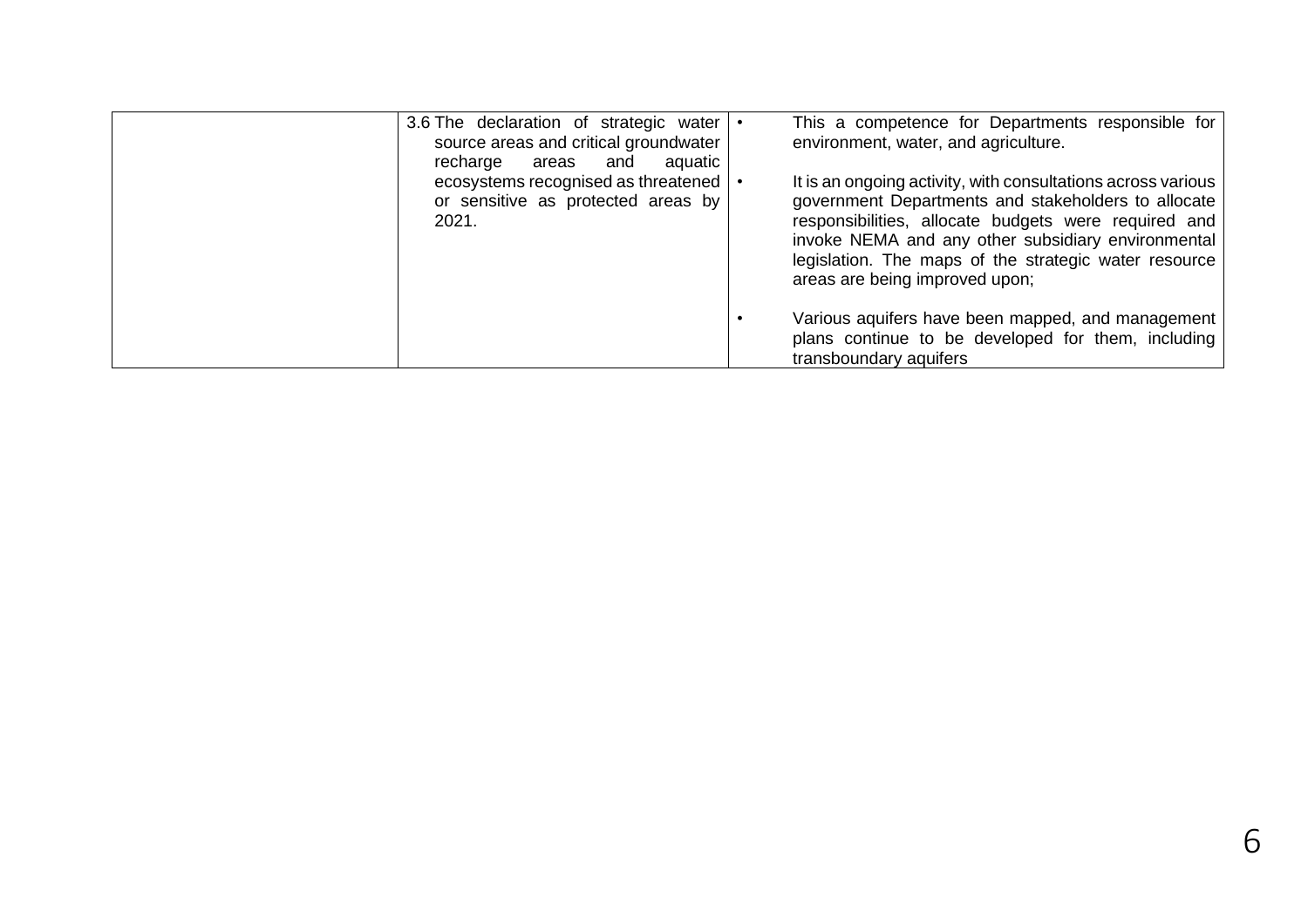|  |  |  |
|---|---|---|
|  | 3.6 The declaration of strategic water source areas and critical groundwater recharge areas and aquatic ecosystems recognised as threatened or sensitive as protected areas by 2021. | • This a competence for Departments responsible for environment, water, and agriculture.<br><br>• It is an ongoing activity, with consultations across various government Departments and stakeholders to allocate responsibilities, allocate budgets were required and invoke NEMA and any other subsidiary environmental legislation. The maps of the strategic water resource areas are being improved upon;<br><br>• Various aquifers have been mapped, and management plans continue to be developed for them, including transboundary aquifers |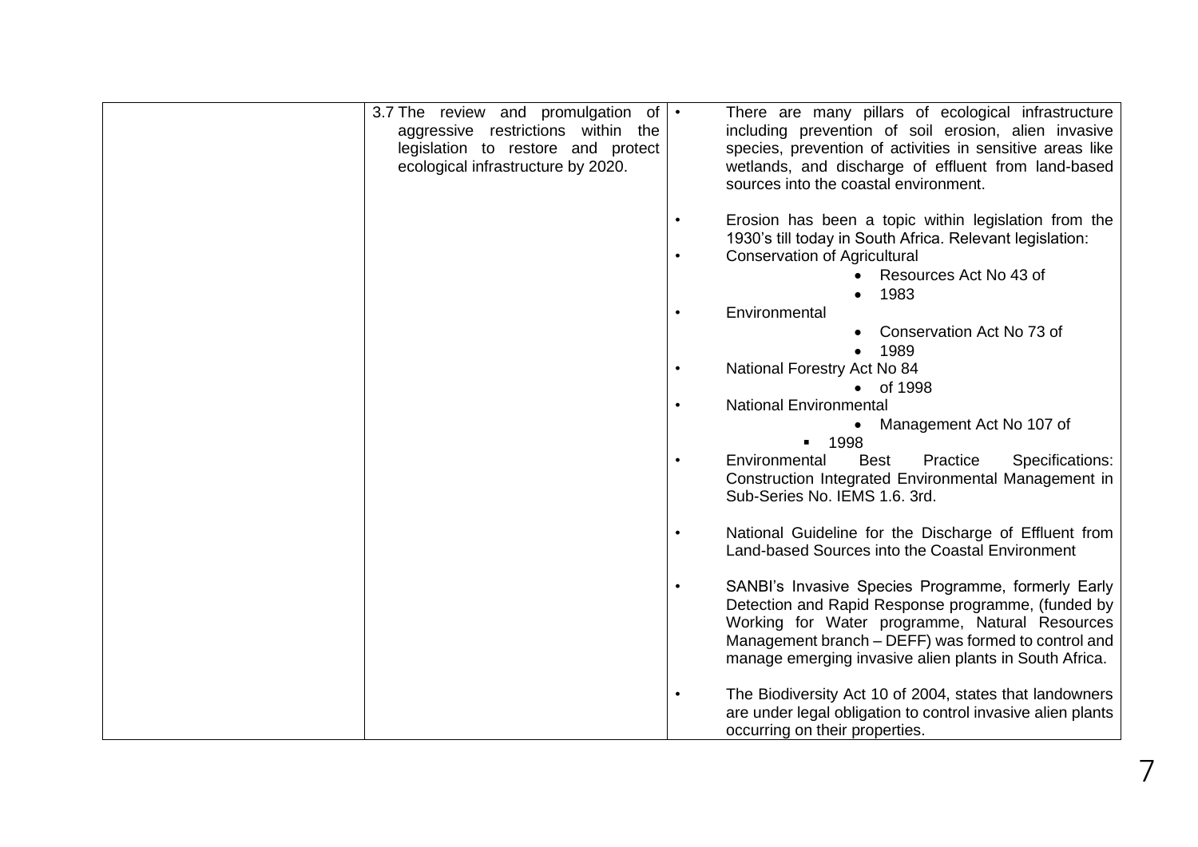| | | |
|---|---|---|
| | 3.7 The review and promulgation of aggressive restrictions within the legislation to restore and protect ecological infrastructure by 2020. | • There are many pillars of ecological infrastructure including prevention of soil erosion, alien invasive species, prevention of activities in sensitive areas like wetlands, and discharge of effluent from land-based sources into the coastal environment.<br><br>• Erosion has been a topic within legislation from the 1930's till today in South Africa. Relevant legislation:<br>• Conservation of Agricultural<br>&nbsp;&nbsp;&nbsp;&nbsp;• Resources Act No 43 of<br>&nbsp;&nbsp;&nbsp;&nbsp;• 1983<br>• Environmental<br>&nbsp;&nbsp;&nbsp;&nbsp;• Conservation Act No 73 of<br>&nbsp;&nbsp;&nbsp;&nbsp;• 1989<br>• National Forestry Act No 84<br>&nbsp;&nbsp;&nbsp;&nbsp;• of 1998<br>• National Environmental<br>&nbsp;&nbsp;&nbsp;&nbsp;• Management Act No 107 of<br>&nbsp;&nbsp;&nbsp;&nbsp;▪ 1998<br>• Environmental Best Practice Specifications: Construction Integrated Environmental Management in Sub-Series No. IEMS 1.6. 3rd.<br><br>• National Guideline for the Discharge of Effluent from Land-based Sources into the Coastal Environment<br><br>• SANBI's Invasive Species Programme, formerly Early Detection and Rapid Response programme, (funded by Working for Water programme, Natural Resources Management branch – DEFF) was formed to control and manage emerging invasive alien plants in South Africa.<br><br>• The Biodiversity Act 10 of 2004, states that landowners are under legal obligation to control invasive alien plants occurring on their properties. |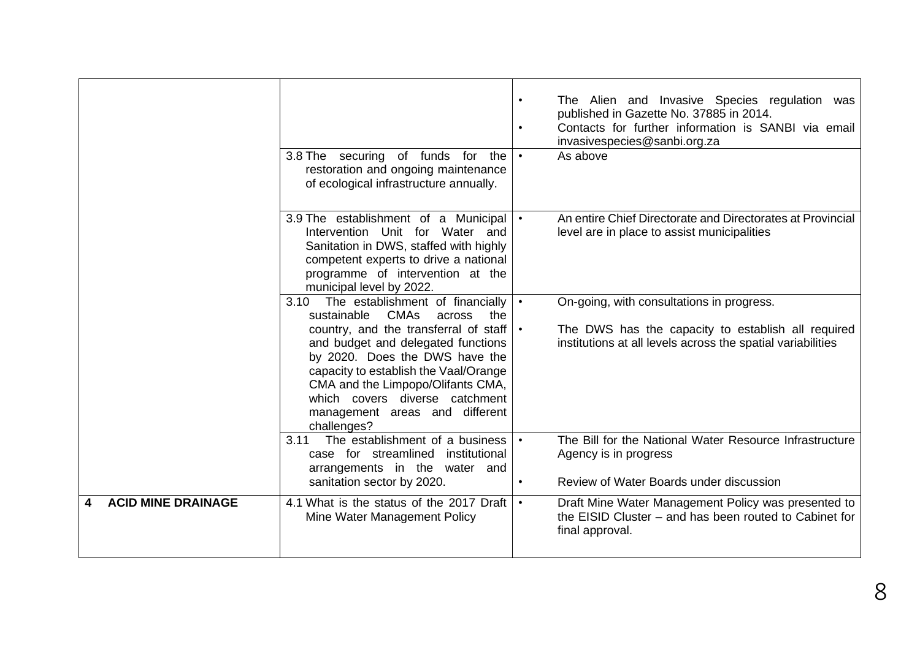| | | |
|---|---|---|
| | | • The Alien and Invasive Species regulation was published in Gazette No. 37885 in 2014.<br>• Contacts for further information is SANBI via email invasivespecies@sanbi.org.za |
| | 3.8 The securing of funds for the restoration and ongoing maintenance of ecological infrastructure annually. | • As above |
| | 3.9 The establishment of a Municipal Intervention Unit for Water and Sanitation in DWS, staffed with highly competent experts to drive a national programme of intervention at the municipal level by 2022. | • An entire Chief Directorate and Directorates at Provincial level are in place to assist municipalities |
| | 3.10 The establishment of financially sustainable CMAs across the country, and the transferral of staff and budget and delegated functions by 2020. Does the DWS have the capacity to establish the Vaal/Orange CMA and the Limpopo/Olifants CMA, which covers diverse catchment management areas and different challenges? | • On-going, with consultations in progress.<br>• The DWS has the capacity to establish all required institutions at all levels across the spatial variabilities |
| | 3.11 The establishment of a business case for streamlined institutional arrangements in the water and sanitation sector by 2020. | • The Bill for the National Water Resource Infrastructure Agency is in progress<br>• Review of Water Boards under discussion |
| **4 ACID MINE DRAINAGE** | 4.1 What is the status of the 2017 Draft Mine Water Management Policy | • Draft Mine Water Management Policy was presented to the EISID Cluster – and has been routed to Cabinet for final approval. |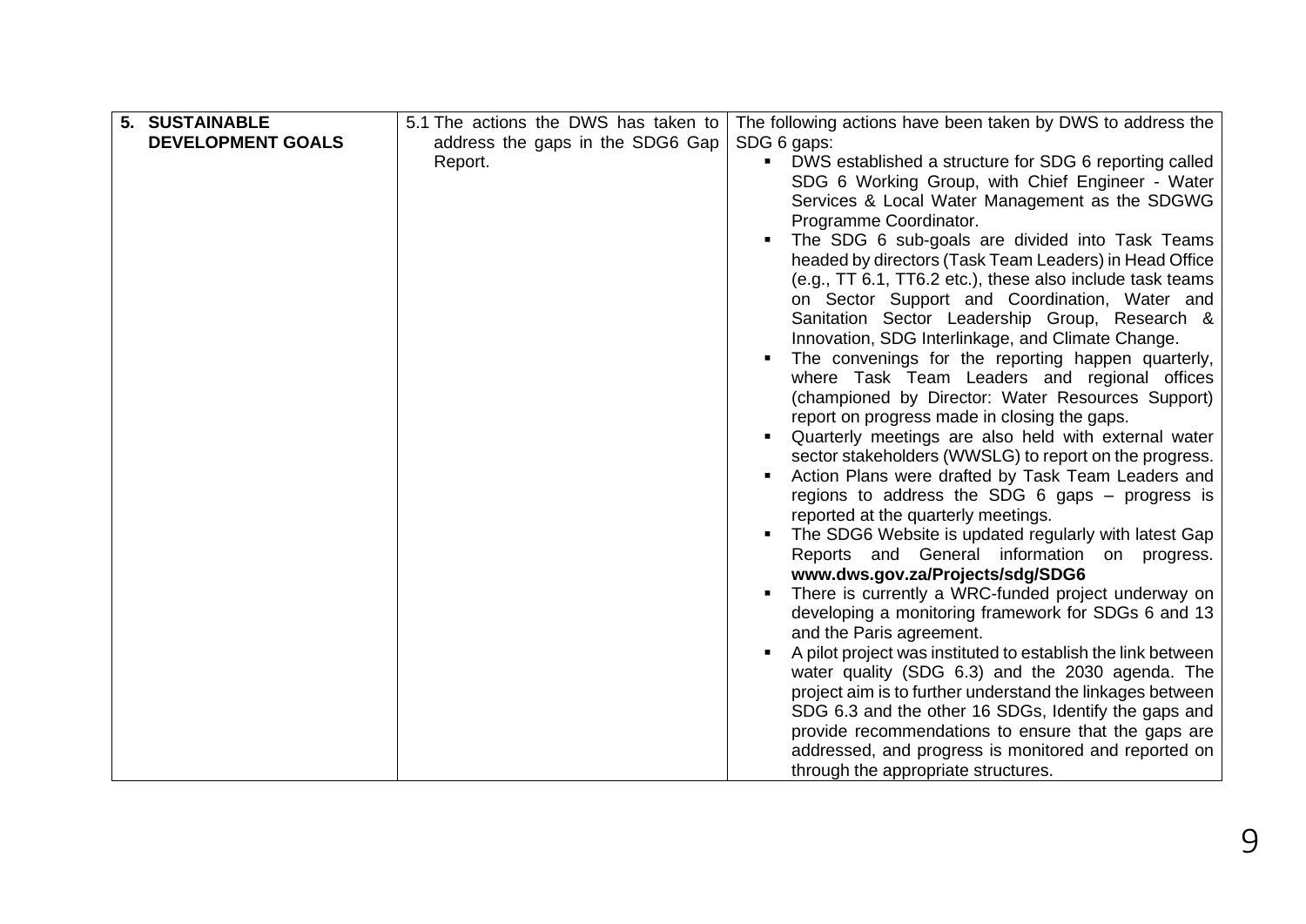| **5. SUSTAINABLE DEVELOPMENT GOALS** | 5.1 The actions the DWS has taken to address the gaps in the SDG6 Gap Report. | The following actions have been taken by DWS to address the SDG 6 gaps:<br>▪ DWS established a structure for SDG 6 reporting called SDG 6 Working Group, with Chief Engineer - Water Services & Local Water Management as the SDGWG Programme Coordinator.<br>▪ The SDG 6 sub-goals are divided into Task Teams headed by directors (Task Team Leaders) in Head Office (e.g., TT 6.1, TT6.2 etc.), these also include task teams on Sector Support and Coordination, Water and Sanitation Sector Leadership Group, Research & Innovation, SDG Interlinkage, and Climate Change.<br>▪ The convenings for the reporting happen quarterly, where Task Team Leaders and regional offices (championed by Director: Water Resources Support) report on progress made in closing the gaps.<br>▪ Quarterly meetings are also held with external water sector stakeholders (WWSLG) to report on the progress.<br>▪ Action Plans were drafted by Task Team Leaders and regions to address the SDG 6 gaps – progress is reported at the quarterly meetings.<br>▪ The SDG6 Website is updated regularly with latest Gap Reports and General information on progress. **www.dws.gov.za/Projects/sdg/SDG6**<br>▪ There is currently a WRC-funded project underway on developing a monitoring framework for SDGs 6 and 13 and the Paris agreement.<br>▪ A pilot project was instituted to establish the link between water quality (SDG 6.3) and the 2030 agenda. The project aim is to further understand the linkages between SDG 6.3 and the other 16 SDGs, Identify the gaps and provide recommendations to ensure that the gaps are addressed, and progress is monitored and reported on through the appropriate structures. |
|---|---|---|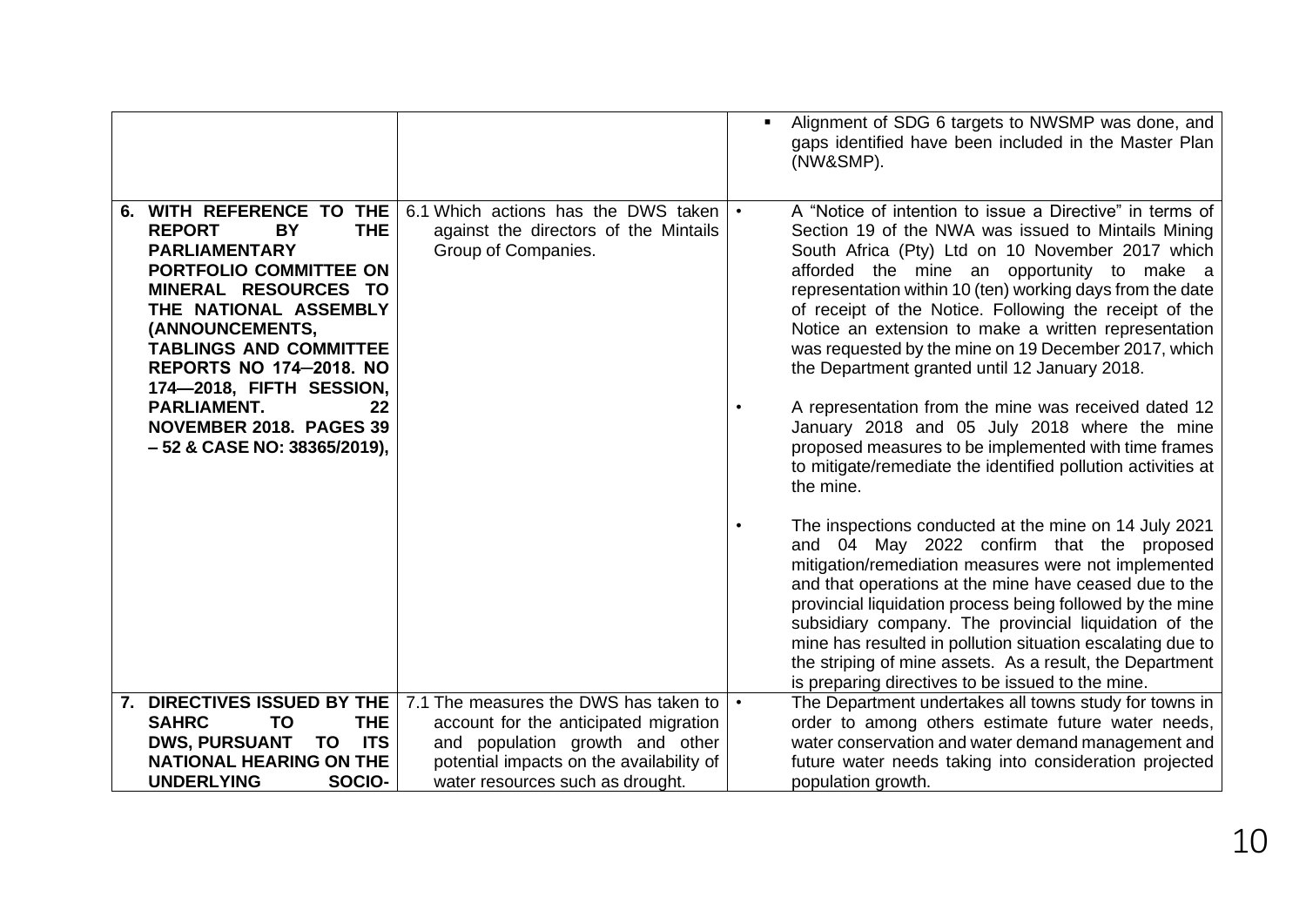| | | |
|---|---|---|
| | | ▪ Alignment of SDG 6 targets to NWSMP was done, and gaps identified have been included in the Master Plan (NW&SMP). |
| **6. WITH REFERENCE TO THE REPORT BY THE PARLIAMENTARY PORTFOLIO COMMITTEE ON MINERAL RESOURCES TO THE NATIONAL ASSEMBLY (ANNOUNCEMENTS, TABLINGS AND COMMITTEE REPORTS NO 174–2018. NO 174—2018, FIFTH SESSION, PARLIAMENT. 22 NOVEMBER 2018. PAGES 39 – 52 & CASE NO: 38365/2019),** | 6.1 Which actions has the DWS taken against the directors of the Mintails Group of Companies. | • A "Notice of intention to issue a Directive" in terms of Section 19 of the NWA was issued to Mintails Mining South Africa (Pty) Ltd on 10 November 2017 which afforded the mine an opportunity to make a representation within 10 (ten) working days from the date of receipt of the Notice. Following the receipt of the Notice an extension to make a written representation was requested by the mine on 19 December 2017, which the Department granted until 12 January 2018.<br><br>• A representation from the mine was received dated 12 January 2018 and 05 July 2018 where the mine proposed measures to be implemented with time frames to mitigate/remediate the identified pollution activities at the mine.<br><br>• The inspections conducted at the mine on 14 July 2021 and 04 May 2022 confirm that the proposed mitigation/remediation measures were not implemented and that operations at the mine have ceased due to the provincial liquidation process being followed by the mine subsidiary company. The provincial liquidation of the mine has resulted in pollution situation escalating due to the striping of mine assets. As a result, the Department is preparing directives to be issued to the mine. |
| **7. DIRECTIVES ISSUED BY THE SAHRC TO THE DWS, PURSUANT TO ITS NATIONAL HEARING ON THE UNDERLYING SOCIO-** | 7.1 The measures the DWS has taken to account for the anticipated migration and population growth and other potential impacts on the availability of water resources such as drought. | • The Department undertakes all towns study for towns in order to among others estimate future water needs, water conservation and water demand management and future water needs taking into consideration projected population growth. |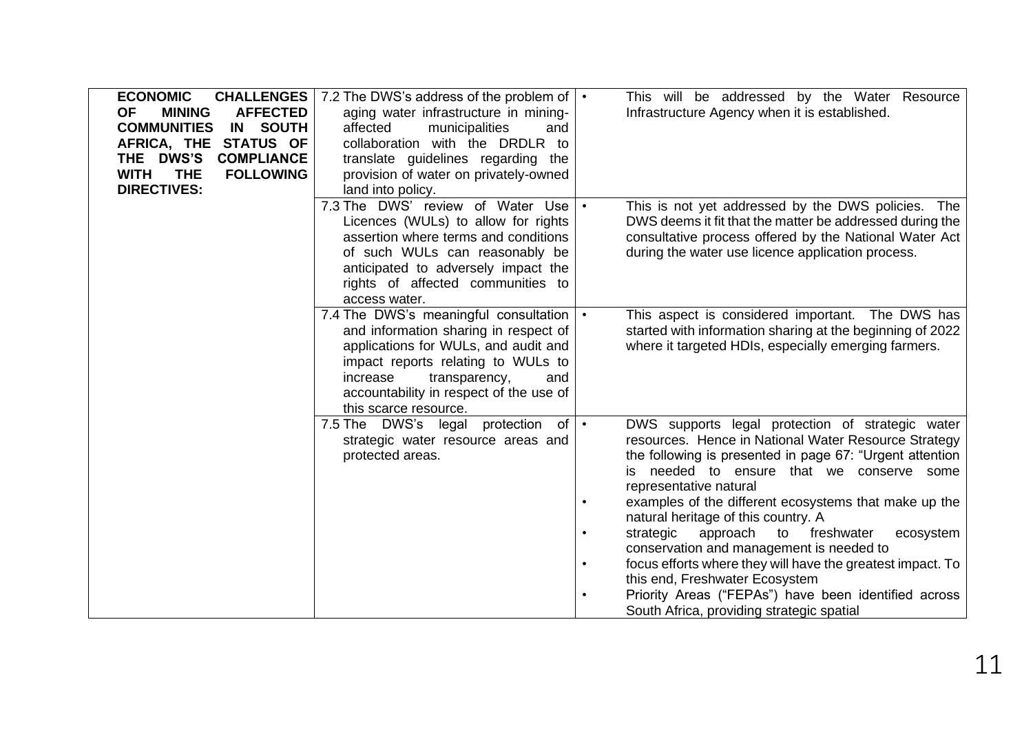| | | |
|---|---|---|
| **ECONOMIC CHALLENGES OF MINING AFFECTED COMMUNITIES IN SOUTH AFRICA, THE STATUS OF THE DWS'S COMPLIANCE WITH THE FOLLOWING DIRECTIVES:** | 7.2 The DWS's address of the problem of aging water infrastructure in mining-affected municipalities and collaboration with the DRDLR to translate guidelines regarding the provision of water on privately-owned land into policy. | • This will be addressed by the Water Resource Infrastructure Agency when it is established. |
| | 7.3 The DWS' review of Water Use Licences (WULs) to allow for rights assertion where terms and conditions of such WULs can reasonably be anticipated to adversely impact the rights of affected communities to access water. | • This is not yet addressed by the DWS policies. The DWS deems it fit that the matter be addressed during the consultative process offered by the National Water Act during the water use licence application process. |
| | 7.4 The DWS's meaningful consultation and information sharing in respect of applications for WULs, and audit and impact reports relating to WULs to increase transparency, and accountability in respect of the use of this scarce resource. | • This aspect is considered important. The DWS has started with information sharing at the beginning of 2022 where it targeted HDIs, especially emerging farmers. |
| | 7.5 The DWS's legal protection of strategic water resource areas and protected areas. | • DWS supports legal protection of strategic water resources. Hence in National Water Resource Strategy the following is presented in page 67: "Urgent attention is needed to ensure that we conserve some representative natural<br>• examples of the different ecosystems that make up the natural heritage of this country. A<br>• strategic approach to freshwater ecosystem conservation and management is needed to<br>• focus efforts where they will have the greatest impact. To this end, Freshwater Ecosystem<br>• Priority Areas ("FEPAs") have been identified across South Africa, providing strategic spatial |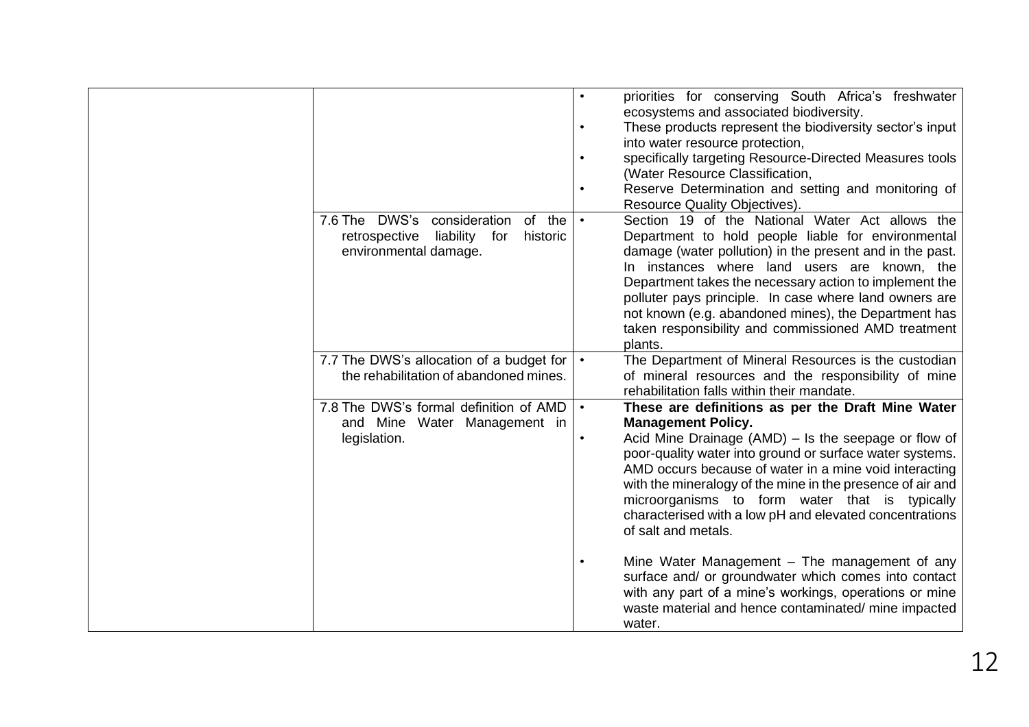|  |  |  |
|---|---|---|
|  |  | • priorities for conserving South Africa's freshwater ecosystems and associated biodiversity.<br>• These products represent the biodiversity sector's input into water resource protection,<br>• specifically targeting Resource-Directed Measures tools (Water Resource Classification,<br>• Reserve Determination and setting and monitoring of Resource Quality Objectives). |
|  | 7.6 The DWS's consideration of the retrospective liability for historic environmental damage. | • Section 19 of the National Water Act allows the Department to hold people liable for environmental damage (water pollution) in the present and in the past. In instances where land users are known, the Department takes the necessary action to implement the polluter pays principle. In case where land owners are not known (e.g. abandoned mines), the Department has taken responsibility and commissioned AMD treatment plants. |
|  | 7.7 The DWS's allocation of a budget for the rehabilitation of abandoned mines. | • The Department of Mineral Resources is the custodian of mineral resources and the responsibility of mine rehabilitation falls within their mandate. |
|  | 7.8 The DWS's formal definition of AMD and Mine Water Management in legislation. | • **These are definitions as per the Draft Mine Water Management Policy.**<br>• Acid Mine Drainage (AMD) – Is the seepage or flow of poor-quality water into ground or surface water systems. AMD occurs because of water in a mine void interacting with the mineralogy of the mine in the presence of air and microorganisms to form water that is typically characterised with a low pH and elevated concentrations of salt and metals.<br><br>• Mine Water Management – The management of any surface and/ or groundwater which comes into contact with any part of a mine's workings, operations or mine waste material and hence contaminated/ mine impacted water. |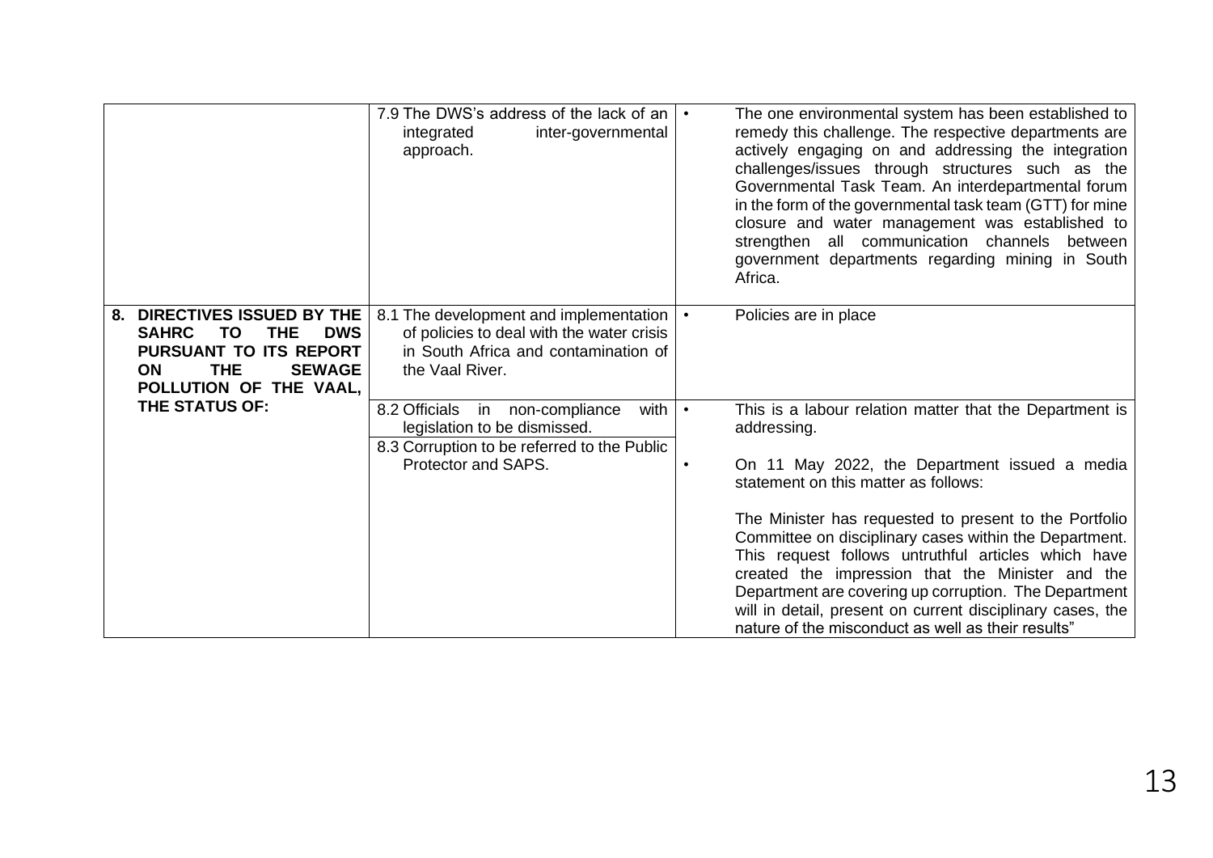| | | |
|---|---|---|
| | 7.9 The DWS's address of the lack of an integrated inter-governmental approach. | • The one environmental system has been established to remedy this challenge. The respective departments are actively engaging on and addressing the integration challenges/issues through structures such as the Governmental Task Team. An interdepartmental forum in the form of the governmental task team (GTT) for mine closure and water management was established to strengthen all communication channels between government departments regarding mining in South Africa. |
| **8. DIRECTIVES ISSUED BY THE SAHRC TO THE DWS PURSUANT TO ITS REPORT ON THE SEWAGE POLLUTION OF THE VAAL, THE STATUS OF:** | 8.1 The development and implementation of policies to deal with the water crisis in South Africa and contamination of the Vaal River. | • Policies are in place |
| | 8.2 Officials in non-compliance with legislation to be dismissed.<br>8.3 Corruption to be referred to the Public Protector and SAPS. | • This is a labour relation matter that the Department is addressing.<br>• On 11 May 2022, the Department issued a media statement on this matter as follows:<br><br>The Minister has requested to present to the Portfolio Committee on disciplinary cases within the Department. This request follows untruthful articles which have created the impression that the Minister and the Department are covering up corruption. The Department will in detail, present on current disciplinary cases, the nature of the misconduct as well as their results" |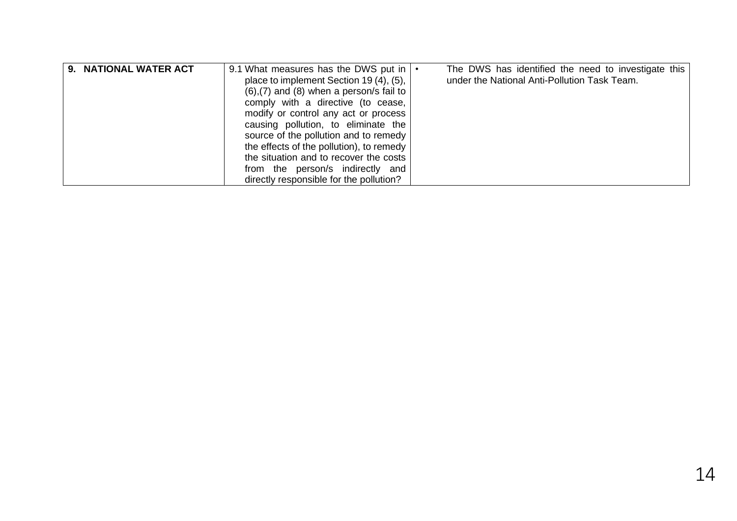| | | |
|---|---|---|
| **9. NATIONAL WATER ACT** | 9.1 What measures has the DWS put in place to implement Section 19 (4), (5), (6),(7) and (8) when a person/s fail to comply with a directive (to cease, modify or control any act or process causing pollution, to eliminate the source of the pollution and to remedy the effects of the pollution), to remedy the situation and to recover the costs from the person/s indirectly and directly responsible for the pollution? | • The DWS has identified the need to investigate this under the National Anti-Pollution Task Team. |